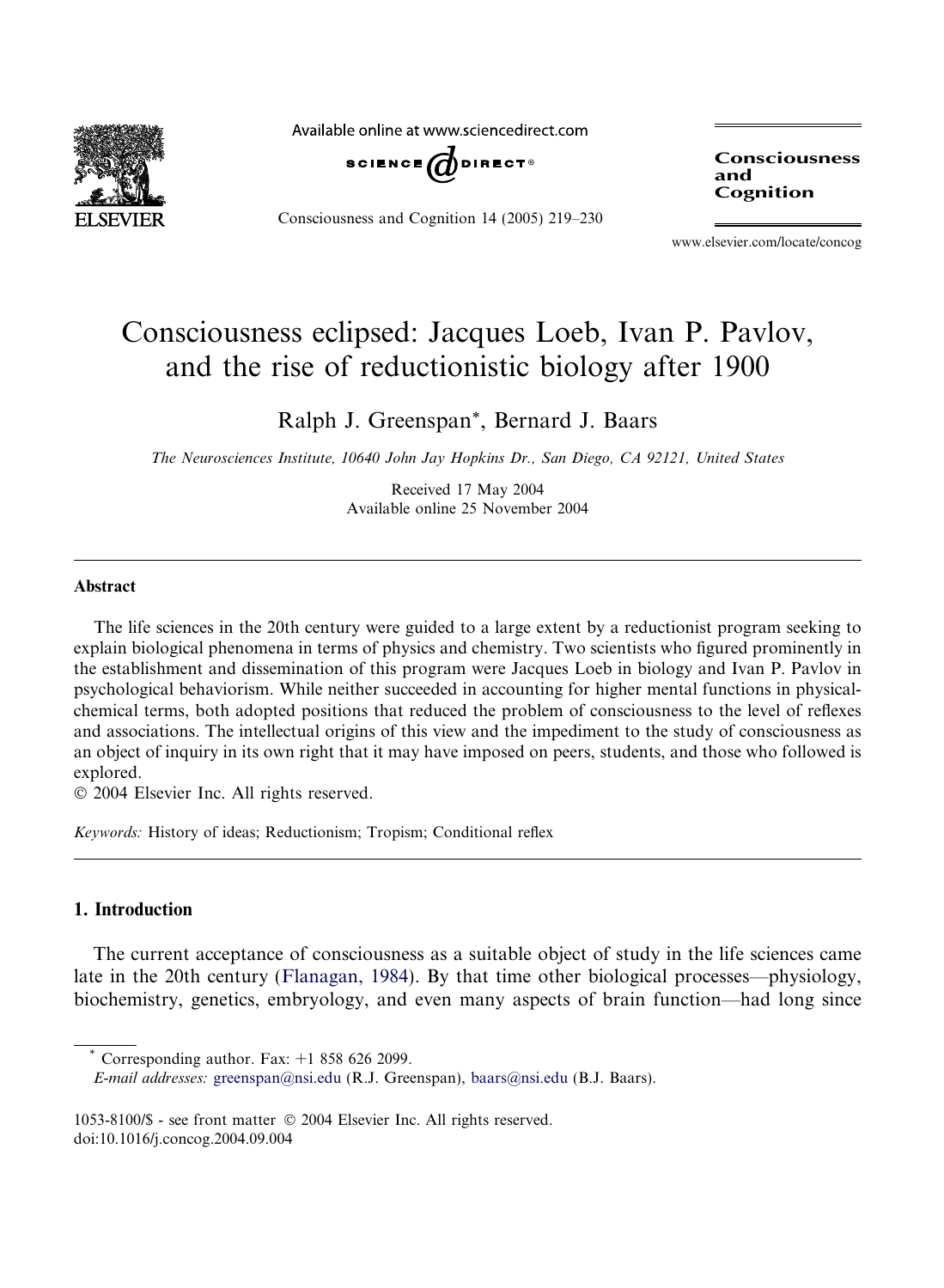# Consciousness eclipsed: Jacques Loeb, Ivan P. Pavlov, and the rise of reductionistic biology after 1900

Ralph J. Greenspan*, Bernard J. Baars

*The Neurosciences Institute, 10640 John Jay Hopkins Dr., San Diego, CA 92121, United States*

Received 17 May 2004
Available online 25 November 2004

## Abstract

The life sciences in the 20th century were guided to a large extent by a reductionist program seeking to explain biological phenomena in terms of physics and chemistry. Two scientists who figured prominently in the establishment and dissemination of this program were Jacques Loeb in biology and Ivan P. Pavlov in psychological behaviorism. While neither succeeded in accounting for higher mental functions in physical-chemical terms, both adopted positions that reduced the problem of consciousness to the level of reflexes and associations. The intellectual origins of this view and the impediment to the study of consciousness as an object of inquiry in its own right that it may have imposed on peers, students, and those who followed is explored.

© 2004 Elsevier Inc. All rights reserved.

*Keywords:* History of ideas; Reductionism; Tropism; Conditional reflex

## 1. Introduction

The current acceptance of consciousness as a suitable object of study in the life sciences came late in the 20th century (Flanagan, 1984). By that time other biological processes—physiology, biochemistry, genetics, embryology, and even many aspects of brain function—had long since

* Corresponding author. Fax: +1 858 626 2099.
*E-mail addresses:* greenspan@nsi.edu (R.J. Greenspan), baars@nsi.edu (B.J. Baars).

1053-8100/$ - see front matter © 2004 Elsevier Inc. All rights reserved.
doi:10.1016/j.concog.2004.09.004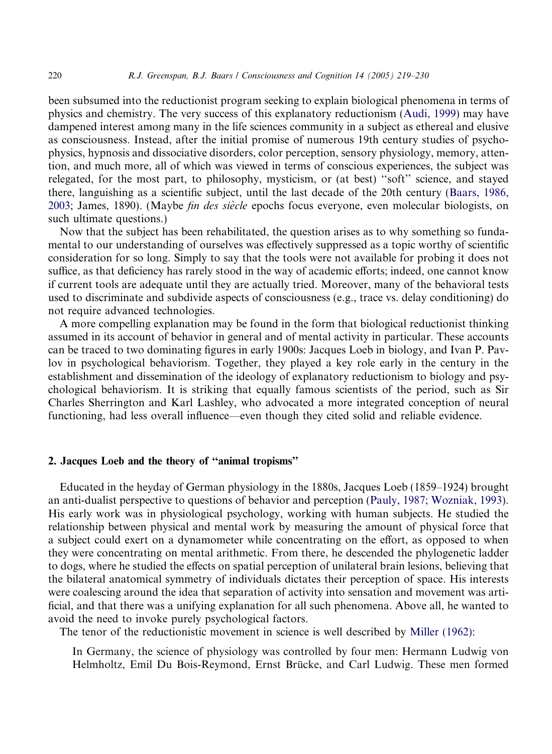been subsumed into the reductionist program seeking to explain biological phenomena in terms of physics and chemistry. The very success of this explanatory reductionism (Audi, 1999) may have dampened interest among many in the life sciences community in a subject as ethereal and elusive as consciousness. Instead, after the initial promise of numerous 19th century studies of psychophysics, hypnosis and dissociative disorders, color perception, sensory physiology, memory, attention, and much more, all of which was viewed in terms of conscious experiences, the subject was relegated, for the most part, to philosophy, mysticism, or (at best) ''soft'' science, and stayed there, languishing as a scientific subject, until the last decade of the 20th century (Baars, 1986, 2003; James, 1890). (Maybe *fin des siècle* epochs focus everyone, even molecular biologists, on such ultimate questions.)

Now that the subject has been rehabilitated, the question arises as to why something so fundamental to our understanding of ourselves was effectively suppressed as a topic worthy of scientific consideration for so long. Simply to say that the tools were not available for probing it does not suffice, as that deficiency has rarely stood in the way of academic efforts; indeed, one cannot know if current tools are adequate until they are actually tried. Moreover, many of the behavioral tests used to discriminate and subdivide aspects of consciousness (e.g., trace vs. delay conditioning) do not require advanced technologies.

A more compelling explanation may be found in the form that biological reductionist thinking assumed in its account of behavior in general and of mental activity in particular. These accounts can be traced to two dominating figures in early 1900s: Jacques Loeb in biology, and Ivan P. Pavlov in psychological behaviorism. Together, they played a key role early in the century in the establishment and dissemination of the ideology of explanatory reductionism to biology and psychological behaviorism. It is striking that equally famous scientists of the period, such as Sir Charles Sherrington and Karl Lashley, who advocated a more integrated conception of neural functioning, had less overall influence—even though they cited solid and reliable evidence.

## 2. Jacques Loeb and the theory of ''animal tropisms''

Educated in the heyday of German physiology in the 1880s, Jacques Loeb (1859–1924) brought an anti-dualist perspective to questions of behavior and perception (Pauly, 1987; Wozniak, 1993). His early work was in physiological psychology, working with human subjects. He studied the relationship between physical and mental work by measuring the amount of physical force that a subject could exert on a dynamometer while concentrating on the effort, as opposed to when they were concentrating on mental arithmetic. From there, he descended the phylogenetic ladder to dogs, where he studied the effects on spatial perception of unilateral brain lesions, believing that the bilateral anatomical symmetry of individuals dictates their perception of space. His interests were coalescing around the idea that separation of activity into sensation and movement was artificial, and that there was a unifying explanation for all such phenomena. Above all, he wanted to avoid the need to invoke purely psychological factors.

The tenor of the reductionistic movement in science is well described by Miller (1962):

> In Germany, the science of physiology was controlled by four men: Hermann Ludwig von Helmholtz, Emil Du Bois-Reymond, Ernst Brücke, and Carl Ludwig. These men formed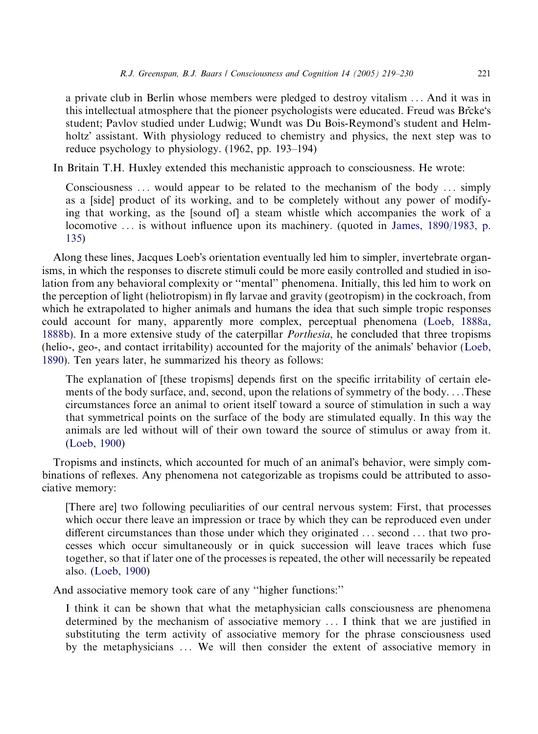> a private club in Berlin whose members were pledged to destroy vitalism ... And it was in this intellectual atmosphere that the pioneer psychologists were educated. Freud was Brčke's student; Pavlov studied under Ludwig; Wundt was Du Bois-Reymond's student and Helmholtz' assistant. With physiology reduced to chemistry and physics, the next step was to reduce psychology to physiology. (1962, pp. 193–194)

In Britain T.H. Huxley extended this mechanistic approach to consciousness. He wrote:

> Consciousness ... would appear to be related to the mechanism of the body ... simply as a [side] product of its working, and to be completely without any power of modifying that working, as the [sound of] a steam whistle which accompanies the work of a locomotive ... is without influence upon its machinery. (quoted in James, 1890/1983, p. 135)

Along these lines, Jacques Loeb's orientation eventually led him to simpler, invertebrate organisms, in which the responses to discrete stimuli could be more easily controlled and studied in isolation from any behavioral complexity or "mental" phenomena. Initially, this led him to work on the perception of light (heliotropism) in fly larvae and gravity (geotropism) in the cockroach, from which he extrapolated to higher animals and humans the idea that such simple tropic responses could account for many, apparently more complex, perceptual phenomena (Loeb, 1888a, 1888b). In a more extensive study of the caterpillar *Porthesia*, he concluded that three tropisms (helio-, geo-, and contact irritability) accounted for the majority of the animals' behavior (Loeb, 1890). Ten years later, he summarized his theory as follows:

> The explanation of [these tropisms] depends first on the specific irritability of certain elements of the body surface, and, second, upon the relations of symmetry of the body. ...These circumstances force an animal to orient itself toward a source of stimulation in such a way that symmetrical points on the surface of the body are stimulated equally. In this way the animals are led without will of their own toward the source of stimulus or away from it. (Loeb, 1900)

Tropisms and instincts, which accounted for much of an animal's behavior, were simply combinations of reflexes. Any phenomena not categorizable as tropisms could be attributed to associative memory:

> [There are] two following peculiarities of our central nervous system: First, that processes which occur there leave an impression or trace by which they can be reproduced even under different circumstances than those under which they originated ... second ... that two processes which occur simultaneously or in quick succession will leave traces which fuse together, so that if later one of the processes is repeated, the other will necessarily be repeated also. (Loeb, 1900)

And associative memory took care of any "higher functions:"

> I think it can be shown that what the metaphysician calls consciousness are phenomena determined by the mechanism of associative memory ... I think that we are justified in substituting the term activity of associative memory for the phrase consciousness used by the metaphysicians ... We will then consider the extent of associative memory in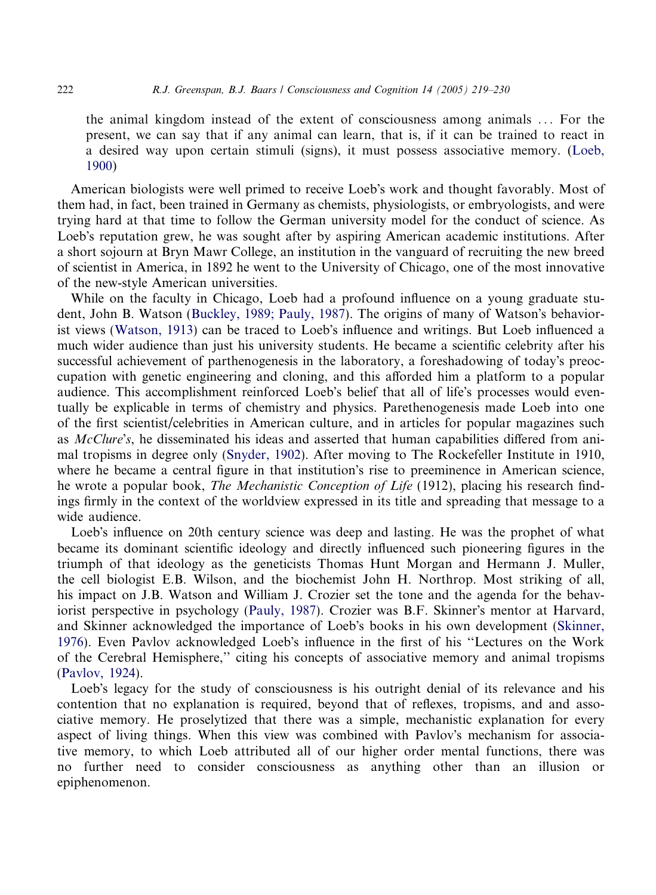> the animal kingdom instead of the extent of consciousness among animals … For the present, we can say that if any animal can learn, that is, if it can be trained to react in a desired way upon certain stimuli (signs), it must possess associative memory. (Loeb, 1900)

American biologists were well primed to receive Loeb's work and thought favorably. Most of them had, in fact, been trained in Germany as chemists, physiologists, or embryologists, and were trying hard at that time to follow the German university model for the conduct of science. As Loeb's reputation grew, he was sought after by aspiring American academic institutions. After a short sojourn at Bryn Mawr College, an institution in the vanguard of recruiting the new breed of scientist in America, in 1892 he went to the University of Chicago, one of the most innovative of the new-style American universities.

While on the faculty in Chicago, Loeb had a profound influence on a young graduate student, John B. Watson (Buckley, 1989; Pauly, 1987). The origins of many of Watson's behaviorist views (Watson, 1913) can be traced to Loeb's influence and writings. But Loeb influenced a much wider audience than just his university students. He became a scientific celebrity after his successful achievement of parthenogenesis in the laboratory, a foreshadowing of today's preoccupation with genetic engineering and cloning, and this afforded him a platform to a popular audience. This accomplishment reinforced Loeb's belief that all of life's processes would eventually be explicable in terms of chemistry and physics. Parethenogenesis made Loeb into one of the first scientist/celebrities in American culture, and in articles for popular magazines such as *McClure's*, he disseminated his ideas and asserted that human capabilities differed from animal tropisms in degree only (Snyder, 1902). After moving to The Rockefeller Institute in 1910, where he became a central figure in that institution's rise to preeminence in American science, he wrote a popular book, *The Mechanistic Conception of Life* (1912), placing his research findings firmly in the context of the worldview expressed in its title and spreading that message to a wide audience.

Loeb's influence on 20th century science was deep and lasting. He was the prophet of what became its dominant scientific ideology and directly influenced such pioneering figures in the triumph of that ideology as the geneticists Thomas Hunt Morgan and Hermann J. Muller, the cell biologist E.B. Wilson, and the biochemist John H. Northrop. Most striking of all, his impact on J.B. Watson and William J. Crozier set the tone and the agenda for the behaviorist perspective in psychology (Pauly, 1987). Crozier was B.F. Skinner's mentor at Harvard, and Skinner acknowledged the importance of Loeb's books in his own development (Skinner, 1976). Even Pavlov acknowledged Loeb's influence in the first of his "Lectures on the Work of the Cerebral Hemisphere," citing his concepts of associative memory and animal tropisms (Pavlov, 1924).

Loeb's legacy for the study of consciousness is his outright denial of its relevance and his contention that no explanation is required, beyond that of reflexes, tropisms, and and associative memory. He proselytized that there was a simple, mechanistic explanation for every aspect of living things. When this view was combined with Pavlov's mechanism for associative memory, to which Loeb attributed all of our higher order mental functions, there was no further need to consider consciousness as anything other than an illusion or epiphenomenon.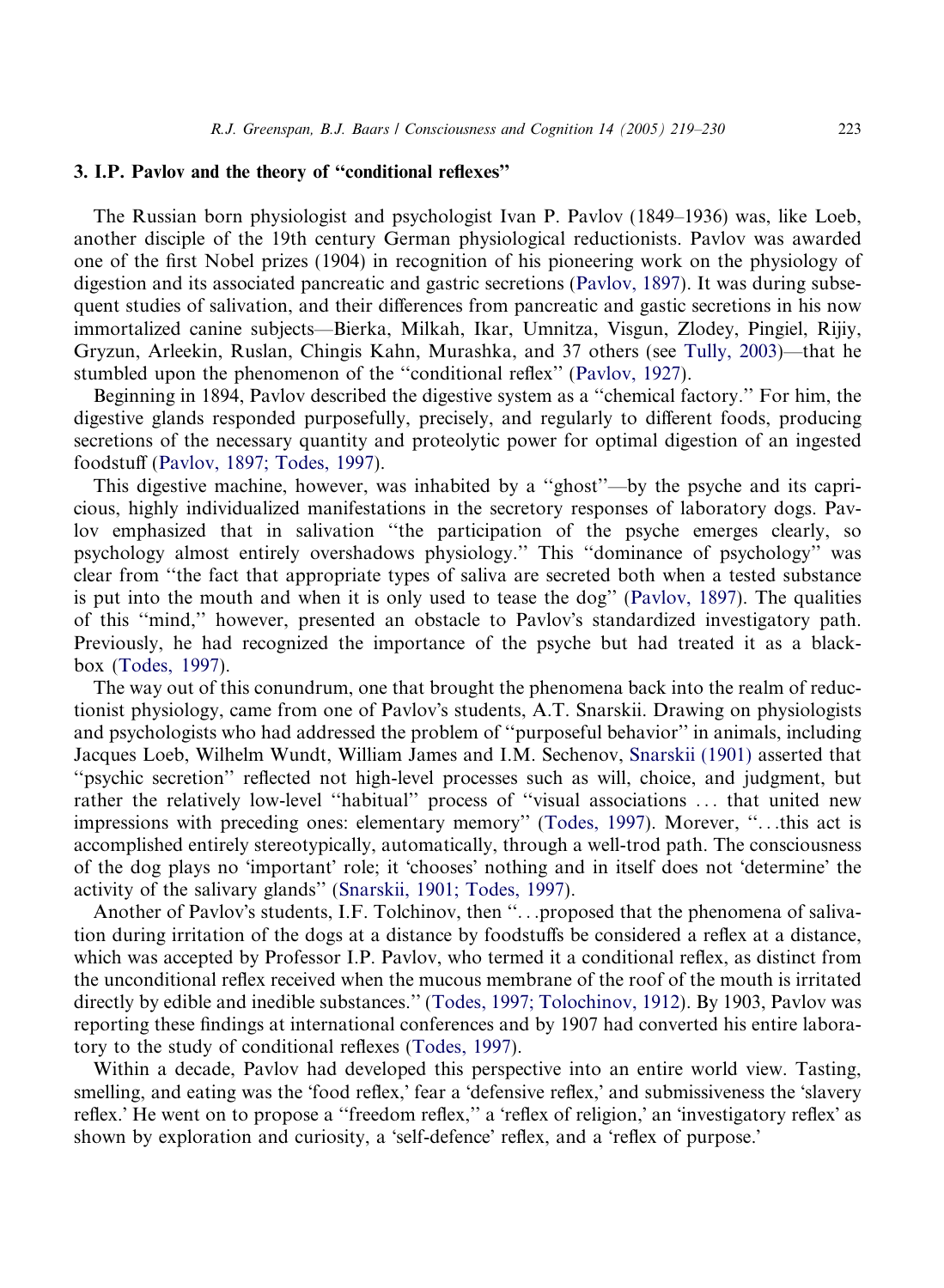## 3. I.P. Pavlov and the theory of "conditional reflexes"

The Russian born physiologist and psychologist Ivan P. Pavlov (1849–1936) was, like Loeb, another disciple of the 19th century German physiological reductionists. Pavlov was awarded one of the first Nobel prizes (1904) in recognition of his pioneering work on the physiology of digestion and its associated pancreatic and gastric secretions (Pavlov, 1897). It was during subsequent studies of salivation, and their differences from pancreatic and gastic secretions in his now immortalized canine subjects—Bierka, Milkah, Ikar, Umnitza, Visgun, Zlodey, Pingiel, Rijiy, Gryzun, Arleekin, Ruslan, Chingis Kahn, Murashka, and 37 others (see Tully, 2003)—that he stumbled upon the phenomenon of the "conditional reflex" (Pavlov, 1927).

Beginning in 1894, Pavlov described the digestive system as a "chemical factory." For him, the digestive glands responded purposefully, precisely, and regularly to different foods, producing secretions of the necessary quantity and proteolytic power for optimal digestion of an ingested foodstuff (Pavlov, 1897; Todes, 1997).

This digestive machine, however, was inhabited by a "ghost"—by the psyche and its capricious, highly individualized manifestations in the secretory responses of laboratory dogs. Pavlov emphasized that in salivation "the participation of the psyche emerges clearly, so psychology almost entirely overshadows physiology." This "dominance of psychology" was clear from "the fact that appropriate types of saliva are secreted both when a tested substance is put into the mouth and when it is only used to tease the dog" (Pavlov, 1897). The qualities of this "mind," however, presented an obstacle to Pavlov's standardized investigatory path. Previously, he had recognized the importance of the psyche but had treated it as a blackbox (Todes, 1997).

The way out of this conundrum, one that brought the phenomena back into the realm of reductionist physiology, came from one of Pavlov's students, A.T. Snarskii. Drawing on physiologists and psychologists who had addressed the problem of "purposeful behavior" in animals, including Jacques Loeb, Wilhelm Wundt, William James and I.M. Sechenov, Snarskii (1901) asserted that "psychic secretion" reflected not high-level processes such as will, choice, and judgment, but rather the relatively low-level "habitual" process of "visual associations ... that united new impressions with preceding ones: elementary memory" (Todes, 1997). Morever, "...this act is accomplished entirely stereotypically, automatically, through a well-trod path. The consciousness of the dog plays no 'important' role; it 'chooses' nothing and in itself does not 'determine' the activity of the salivary glands" (Snarskii, 1901; Todes, 1997).

Another of Pavlov's students, I.F. Tolchinov, then "...proposed that the phenomena of salivation during irritation of the dogs at a distance by foodstuffs be considered a reflex at a distance, which was accepted by Professor I.P. Pavlov, who termed it a conditional reflex, as distinct from the unconditional reflex received when the mucous membrane of the roof of the mouth is irritated directly by edible and inedible substances." (Todes, 1997; Tolochinov, 1912). By 1903, Pavlov was reporting these findings at international conferences and by 1907 had converted his entire laboratory to the study of conditional reflexes (Todes, 1997).

Within a decade, Pavlov had developed this perspective into an entire world view. Tasting, smelling, and eating was the 'food reflex,' fear a 'defensive reflex,' and submissiveness the 'slavery reflex.' He went on to propose a "freedom reflex," a 'reflex of religion,' an 'investigatory reflex' as shown by exploration and curiosity, a 'self-defence' reflex, and a 'reflex of purpose.'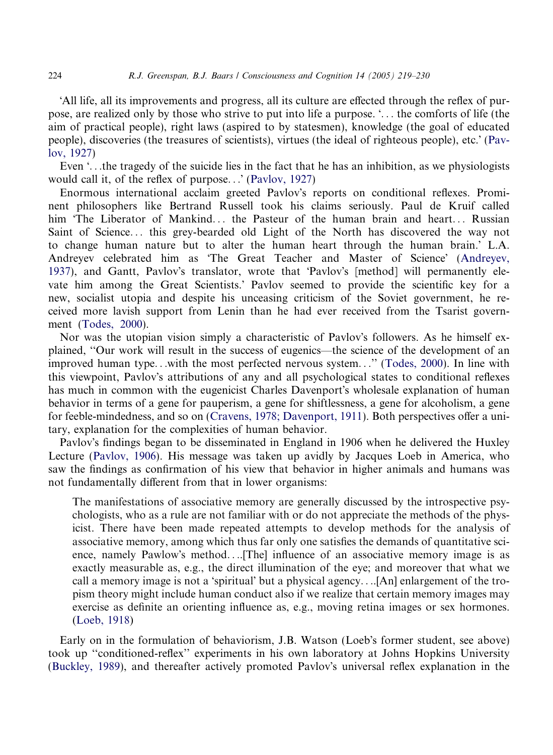'All life, all its improvements and progress, all its culture are effected through the reflex of purpose, are realized only by those who strive to put into life a purpose. '... the comforts of life (the aim of practical people), right laws (aspired to by statesmen), knowledge (the goal of educated people), discoveries (the treasures of scientists), virtues (the ideal of righteous people), etc.' (Pavlov, 1927)

Even '...the tragedy of the suicide lies in the fact that he has an inhibition, as we physiologists would call it, of the reflex of purpose...' (Pavlov, 1927)

Enormous international acclaim greeted Pavlov's reports on conditional reflexes. Prominent philosophers like Bertrand Russell took his claims seriously. Paul de Kruif called him 'The Liberator of Mankind... the Pasteur of the human brain and heart... Russian Saint of Science... this grey-bearded old Light of the North has discovered the way not to change human nature but to alter the human heart through the human brain.' L.A. Andreyev celebrated him as 'The Great Teacher and Master of Science' (Andreyev, 1937), and Gantt, Pavlov's translator, wrote that 'Pavlov's [method] will permanently elevate him among the Great Scientists.' Pavlov seemed to provide the scientific key for a new, socialist utopia and despite his unceasing criticism of the Soviet government, he received more lavish support from Lenin than he had ever received from the Tsarist government (Todes, 2000).

Nor was the utopian vision simply a characteristic of Pavlov's followers. As he himself explained, "Our work will result in the success of eugenics—the science of the development of an improved human type...with the most perfected nervous system..." (Todes, 2000). In line with this viewpoint, Pavlov's attributions of any and all psychological states to conditional reflexes has much in common with the eugenicist Charles Davenport's wholesale explanation of human behavior in terms of a gene for pauperism, a gene for shiftlessness, a gene for alcoholism, a gene for feeble-mindedness, and so on (Cravens, 1978; Davenport, 1911). Both perspectives offer a unitary, explanation for the complexities of human behavior.

Pavlov's findings began to be disseminated in England in 1906 when he delivered the Huxley Lecture (Pavlov, 1906). His message was taken up avidly by Jacques Loeb in America, who saw the findings as confirmation of his view that behavior in higher animals and humans was not fundamentally different from that in lower organisms:

> The manifestations of associative memory are generally discussed by the introspective psychologists, who as a rule are not familiar with or do not appreciate the methods of the physicist. There have been made repeated attempts to develop methods for the analysis of associative memory, among which thus far only one satisfies the demands of quantitative science, namely Pawlow's method....[The] influence of an associative memory image is as exactly measurable as, e.g., the direct illumination of the eye; and moreover that what we call a memory image is not a 'spiritual' but a physical agency....[An] enlargement of the tropism theory might include human conduct also if we realize that certain memory images may exercise as definite an orienting influence as, e.g., moving retina images or sex hormones. (Loeb, 1918)

Early on in the formulation of behaviorism, J.B. Watson (Loeb's former student, see above) took up "conditioned-reflex" experiments in his own laboratory at Johns Hopkins University (Buckley, 1989), and thereafter actively promoted Pavlov's universal reflex explanation in the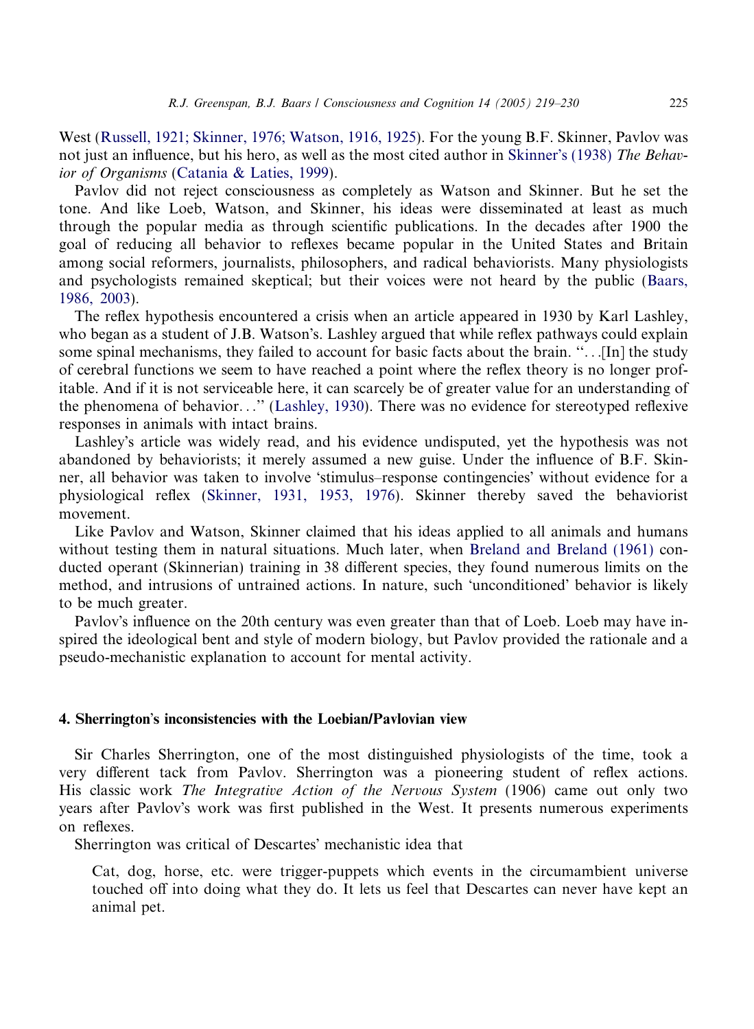West (Russell, 1921; Skinner, 1976; Watson, 1916, 1925). For the young B.F. Skinner, Pavlov was not just an influence, but his hero, as well as the most cited author in Skinner's (1938) *The Behavior of Organisms* (Catania & Laties, 1999).

Pavlov did not reject consciousness as completely as Watson and Skinner. But he set the tone. And like Loeb, Watson, and Skinner, his ideas were disseminated at least as much through the popular media as through scientific publications. In the decades after 1900 the goal of reducing all behavior to reflexes became popular in the United States and Britain among social reformers, journalists, philosophers, and radical behaviorists. Many physiologists and psychologists remained skeptical; but their voices were not heard by the public (Baars, 1986, 2003).

The reflex hypothesis encountered a crisis when an article appeared in 1930 by Karl Lashley, who began as a student of J.B. Watson's. Lashley argued that while reflex pathways could explain some spinal mechanisms, they failed to account for basic facts about the brain. "...[In] the study of cerebral functions we seem to have reached a point where the reflex theory is no longer profitable. And if it is not serviceable here, it can scarcely be of greater value for an understanding of the phenomena of behavior..." (Lashley, 1930). There was no evidence for stereotyped reflexive responses in animals with intact brains.

Lashley's article was widely read, and his evidence undisputed, yet the hypothesis was not abandoned by behaviorists; it merely assumed a new guise. Under the influence of B.F. Skinner, all behavior was taken to involve 'stimulus–response contingencies' without evidence for a physiological reflex (Skinner, 1931, 1953, 1976). Skinner thereby saved the behaviorist movement.

Like Pavlov and Watson, Skinner claimed that his ideas applied to all animals and humans without testing them in natural situations. Much later, when Breland and Breland (1961) conducted operant (Skinnerian) training in 38 different species, they found numerous limits on the method, and intrusions of untrained actions. In nature, such 'unconditioned' behavior is likely to be much greater.

Pavlov's influence on the 20th century was even greater than that of Loeb. Loeb may have inspired the ideological bent and style of modern biology, but Pavlov provided the rationale and a pseudo-mechanistic explanation to account for mental activity.

## 4. Sherrington's inconsistencies with the Loebian/Pavlovian view

Sir Charles Sherrington, one of the most distinguished physiologists of the time, took a very different tack from Pavlov. Sherrington was a pioneering student of reflex actions. His classic work *The Integrative Action of the Nervous System* (1906) came out only two years after Pavlov's work was first published in the West. It presents numerous experiments on reflexes.

Sherrington was critical of Descartes' mechanistic idea that

> Cat, dog, horse, etc. were trigger-puppets which events in the circumambient universe touched off into doing what they do. It lets us feel that Descartes can never have kept an animal pet.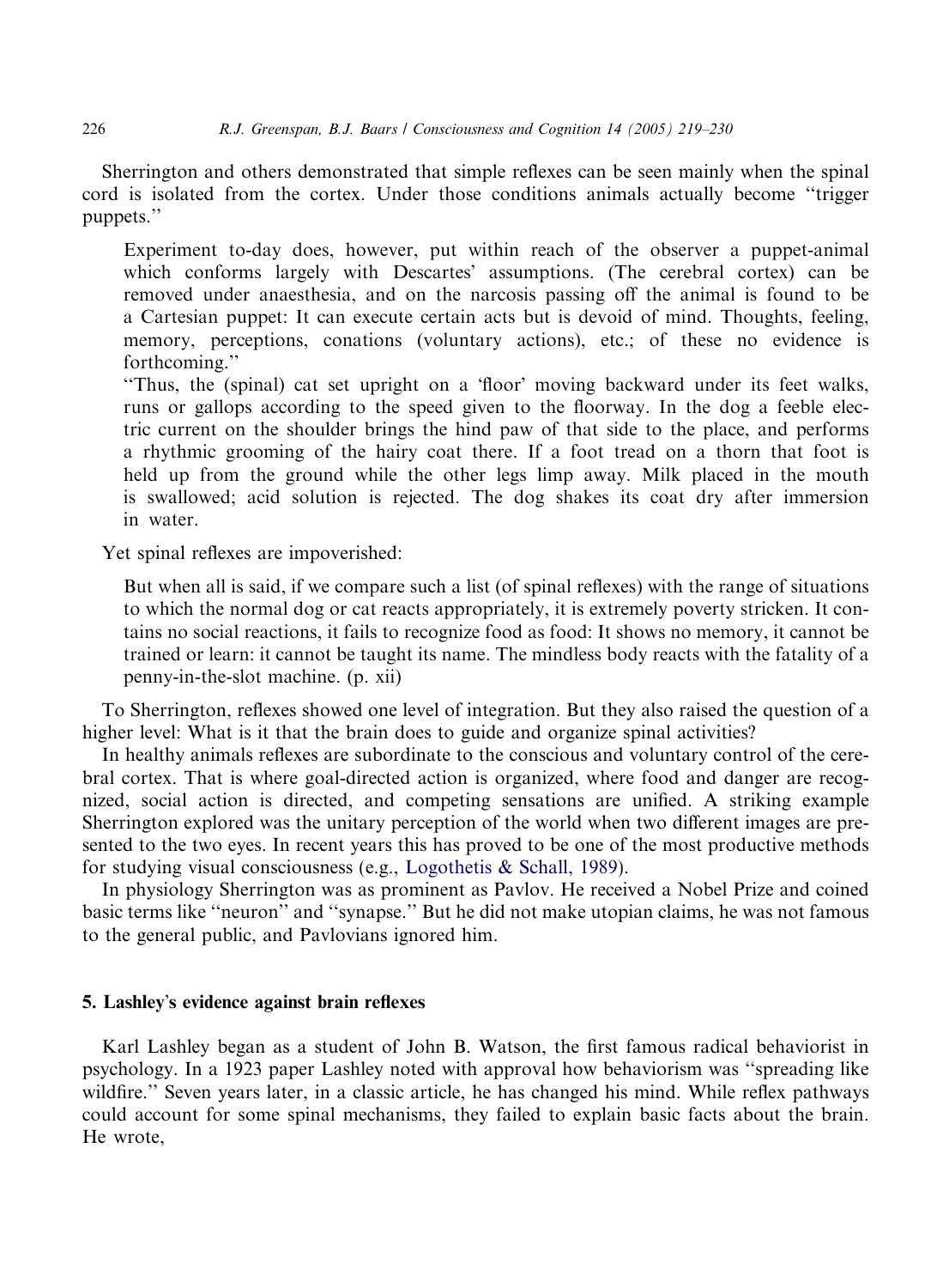Sherrington and others demonstrated that simple reflexes can be seen mainly when the spinal cord is isolated from the cortex. Under those conditions animals actually become ''trigger puppets.''

> Experiment to-day does, however, put within reach of the observer a puppet-animal which conforms largely with Descartes' assumptions. (The cerebral cortex) can be removed under anaesthesia, and on the narcosis passing off the animal is found to be a Cartesian puppet: It can execute certain acts but is devoid of mind. Thoughts, feeling, memory, perceptions, conations (voluntary actions), etc.; of these no evidence is forthcoming.''
>
> ''Thus, the (spinal) cat set upright on a 'floor' moving backward under its feet walks, runs or gallops according to the speed given to the floorway. In the dog a feeble electric current on the shoulder brings the hind paw of that side to the place, and performs a rhythmic grooming of the hairy coat there. If a foot tread on a thorn that foot is held up from the ground while the other legs limp away. Milk placed in the mouth is swallowed; acid solution is rejected. The dog shakes its coat dry after immersion in water.

Yet spinal reflexes are impoverished:

> But when all is said, if we compare such a list (of spinal reflexes) with the range of situations to which the normal dog or cat reacts appropriately, it is extremely poverty stricken. It contains no social reactions, it fails to recognize food as food: It shows no memory, it cannot be trained or learn: it cannot be taught its name. The mindless body reacts with the fatality of a penny-in-the-slot machine. (p. xii)

To Sherrington, reflexes showed one level of integration. But they also raised the question of a higher level: What is it that the brain does to guide and organize spinal activities?

In healthy animals reflexes are subordinate to the conscious and voluntary control of the cerebral cortex. That is where goal-directed action is organized, where food and danger are recognized, social action is directed, and competing sensations are unified. A striking example Sherrington explored was the unitary perception of the world when two different images are presented to the two eyes. In recent years this has proved to be one of the most productive methods for studying visual consciousness (e.g., Logothetis & Schall, 1989).

In physiology Sherrington was as prominent as Pavlov. He received a Nobel Prize and coined basic terms like ''neuron'' and ''synapse.'' But he did not make utopian claims, he was not famous to the general public, and Pavlovians ignored him.

## 5. Lashley's evidence against brain reflexes

Karl Lashley began as a student of John B. Watson, the first famous radical behaviorist in psychology. In a 1923 paper Lashley noted with approval how behaviorism was ''spreading like wildfire.'' Seven years later, in a classic article, he has changed his mind. While reflex pathways could account for some spinal mechanisms, they failed to explain basic facts about the brain. He wrote,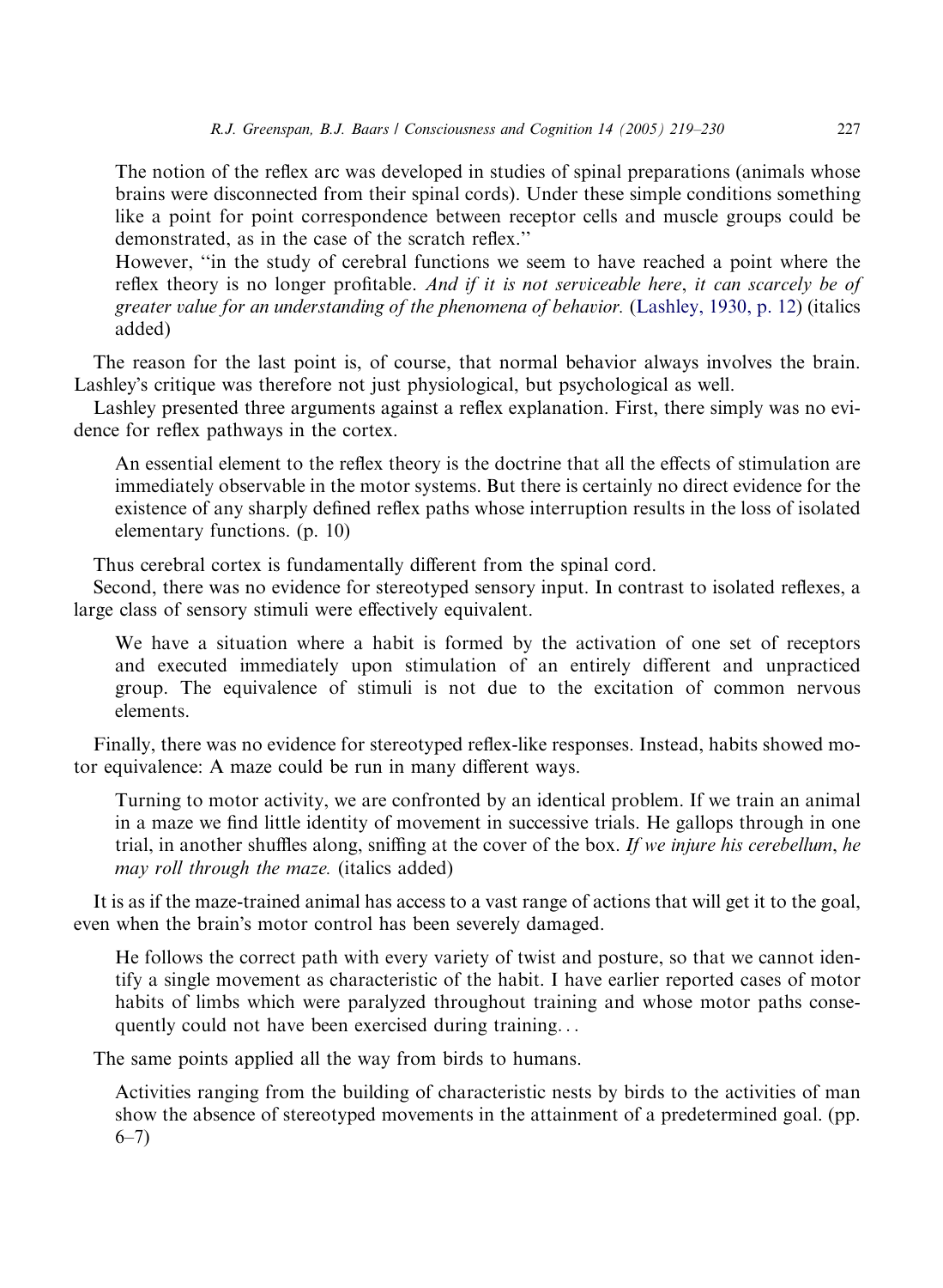> The notion of the reflex arc was developed in studies of spinal preparations (animals whose brains were disconnected from their spinal cords). Under these simple conditions something like a point for point correspondence between receptor cells and muscle groups could be demonstrated, as in the case of the scratch reflex.''
>
> However, ''in the study of cerebral functions we seem to have reached a point where the reflex theory is no longer profitable. *And if it is not serviceable here*, *it can scarcely be of greater value for an understanding of the phenomena of behavior.* (Lashley, 1930, p. 12) (italics added)

The reason for the last point is, of course, that normal behavior always involves the brain. Lashley's critique was therefore not just physiological, but psychological as well.

Lashley presented three arguments against a reflex explanation. First, there simply was no evidence for reflex pathways in the cortex.

> An essential element to the reflex theory is the doctrine that all the effects of stimulation are immediately observable in the motor systems. But there is certainly no direct evidence for the existence of any sharply defined reflex paths whose interruption results in the loss of isolated elementary functions. (p. 10)

Thus cerebral cortex is fundamentally different from the spinal cord.

Second, there was no evidence for stereotyped sensory input. In contrast to isolated reflexes, a large class of sensory stimuli were effectively equivalent.

> We have a situation where a habit is formed by the activation of one set of receptors and executed immediately upon stimulation of an entirely different and unpracticed group. The equivalence of stimuli is not due to the excitation of common nervous elements.

Finally, there was no evidence for stereotyped reflex-like responses. Instead, habits showed motor equivalence: A maze could be run in many different ways.

> Turning to motor activity, we are confronted by an identical problem. If we train an animal in a maze we find little identity of movement in successive trials. He gallops through in one trial, in another shuffles along, sniffing at the cover of the box. *If we injure his cerebellum*, *he may roll through the maze.* (italics added)

It is as if the maze-trained animal has access to a vast range of actions that will get it to the goal, even when the brain's motor control has been severely damaged.

> He follows the correct path with every variety of twist and posture, so that we cannot identify a single movement as characteristic of the habit. I have earlier reported cases of motor habits of limbs which were paralyzed throughout training and whose motor paths consequently could not have been exercised during training...

The same points applied all the way from birds to humans.

> Activities ranging from the building of characteristic nests by birds to the activities of man show the absence of stereotyped movements in the attainment of a predetermined goal. (pp. 6–7)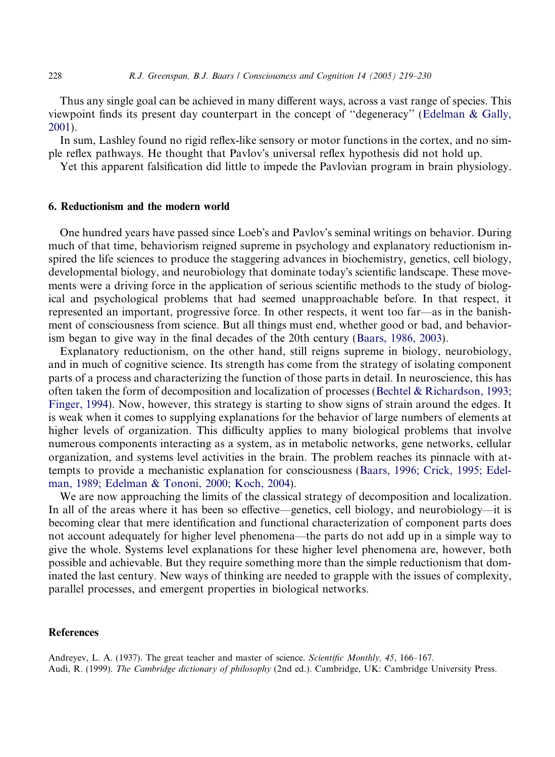Thus any single goal can be achieved in many different ways, across a vast range of species. This viewpoint finds its present day counterpart in the concept of ''degeneracy'' (Edelman & Gally, 2001).

In sum, Lashley found no rigid reflex-like sensory or motor functions in the cortex, and no simple reflex pathways. He thought that Pavlov's universal reflex hypothesis did not hold up.

Yet this apparent falsification did little to impede the Pavlovian program in brain physiology.

## 6. Reductionism and the modern world

One hundred years have passed since Loeb's and Pavlov's seminal writings on behavior. During much of that time, behaviorism reigned supreme in psychology and explanatory reductionism inspired the life sciences to produce the staggering advances in biochemistry, genetics, cell biology, developmental biology, and neurobiology that dominate today's scientific landscape. These movements were a driving force in the application of serious scientific methods to the study of biological and psychological problems that had seemed unapproachable before. In that respect, it represented an important, progressive force. In other respects, it went too far—as in the banishment of consciousness from science. But all things must end, whether good or bad, and behaviorism began to give way in the final decades of the 20th century (Baars, 1986, 2003).

Explanatory reductionism, on the other hand, still reigns supreme in biology, neurobiology, and in much of cognitive science. Its strength has come from the strategy of isolating component parts of a process and characterizing the function of those parts in detail. In neuroscience, this has often taken the form of decomposition and localization of processes (Bechtel & Richardson, 1993; Finger, 1994). Now, however, this strategy is starting to show signs of strain around the edges. It is weak when it comes to supplying explanations for the behavior of large numbers of elements at higher levels of organization. This difficulty applies to many biological problems that involve numerous components interacting as a system, as in metabolic networks, gene networks, cellular organization, and systems level activities in the brain. The problem reaches its pinnacle with attempts to provide a mechanistic explanation for consciousness (Baars, 1996; Crick, 1995; Edelman, 1989; Edelman & Tononi, 2000; Koch, 2004).

We are now approaching the limits of the classical strategy of decomposition and localization. In all of the areas where it has been so effective—genetics, cell biology, and neurobiology—it is becoming clear that mere identification and functional characterization of component parts does not account adequately for higher level phenomena—the parts do not add up in a simple way to give the whole. Systems level explanations for these higher level phenomena are, however, both possible and achievable. But they require something more than the simple reductionism that dominated the last century. New ways of thinking are needed to grapple with the issues of complexity, parallel processes, and emergent properties in biological networks.

## References

Andreyev, L. A. (1937). The great teacher and master of science. *Scientific Monthly, 45*, 166–167.

Audi, R. (1999). *The Cambridge dictionary of philosophy* (2nd ed.). Cambridge, UK: Cambridge University Press.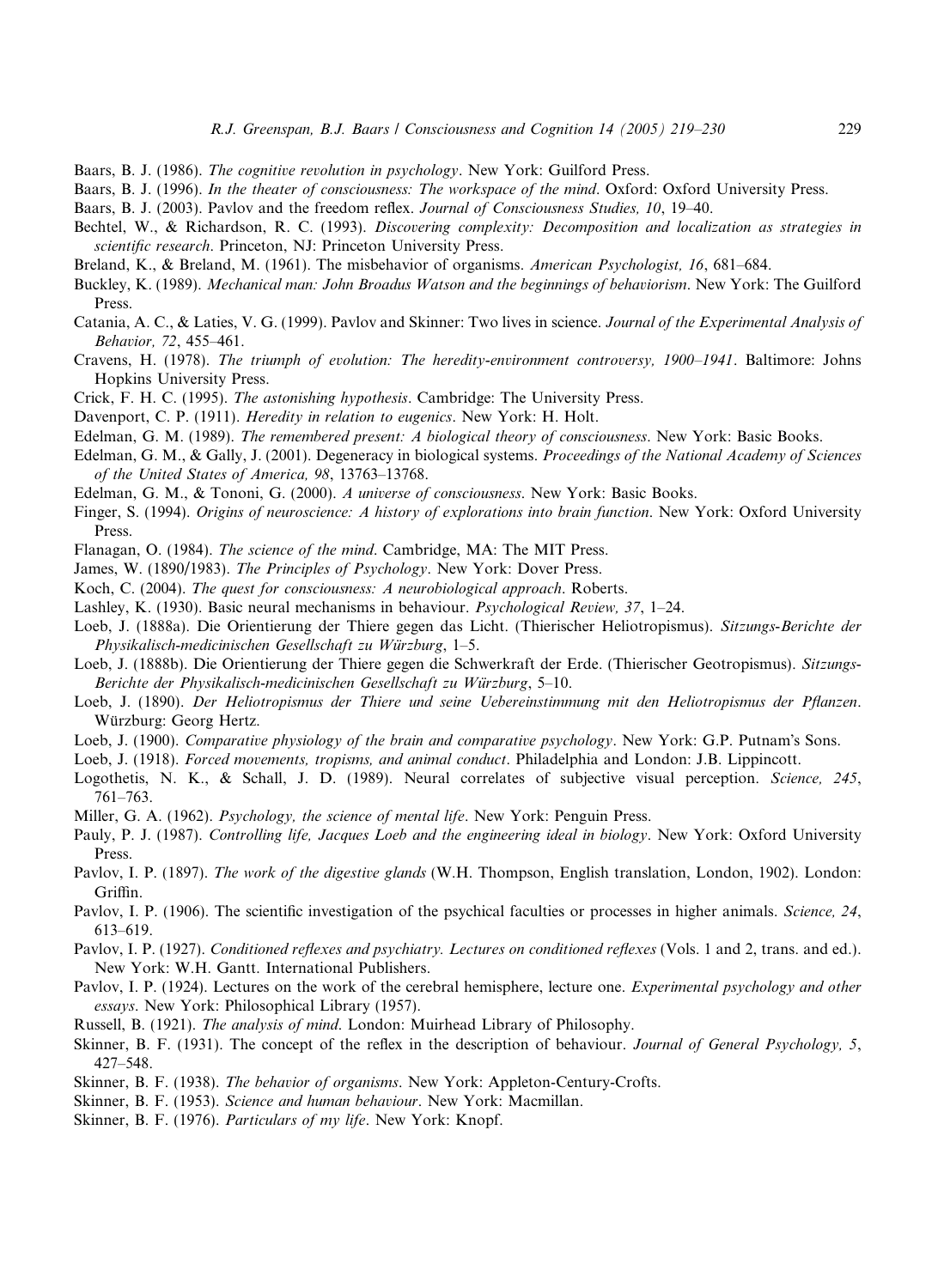Baars, B. J. (1986). *The cognitive revolution in psychology*. New York: Guilford Press.

Baars, B. J. (1996). *In the theater of consciousness: The workspace of the mind*. Oxford: Oxford University Press.

Baars, B. J. (2003). Pavlov and the freedom reflex. *Journal of Consciousness Studies, 10*, 19–40.

Bechtel, W., & Richardson, R. C. (1993). *Discovering complexity: Decomposition and localization as strategies in scientific research*. Princeton, NJ: Princeton University Press.

Breland, K., & Breland, M. (1961). The misbehavior of organisms. *American Psychologist, 16*, 681–684.

Buckley, K. (1989). *Mechanical man: John Broadus Watson and the beginnings of behaviorism*. New York: The Guilford Press.

Catania, A. C., & Laties, V. G. (1999). Pavlov and Skinner: Two lives in science. *Journal of the Experimental Analysis of Behavior, 72*, 455–461.

Cravens, H. (1978). *The triumph of evolution: The heredity-environment controversy, 1900–1941*. Baltimore: Johns Hopkins University Press.

Crick, F. H. C. (1995). *The astonishing hypothesis*. Cambridge: The University Press.

Davenport, C. P. (1911). *Heredity in relation to eugenics*. New York: H. Holt.

Edelman, G. M. (1989). *The remembered present: A biological theory of consciousness*. New York: Basic Books.

Edelman, G. M., & Gally, J. (2001). Degeneracy in biological systems. *Proceedings of the National Academy of Sciences of the United States of America, 98*, 13763–13768.

Edelman, G. M., & Tononi, G. (2000). *A universe of consciousness*. New York: Basic Books.

Finger, S. (1994). *Origins of neuroscience: A history of explorations into brain function*. New York: Oxford University Press.

Flanagan, O. (1984). *The science of the mind*. Cambridge, MA: The MIT Press.

James, W. (1890/1983). *The Principles of Psychology*. New York: Dover Press.

Koch, C. (2004). *The quest for consciousness: A neurobiological approach*. Roberts.

Lashley, K. (1930). Basic neural mechanisms in behaviour. *Psychological Review, 37*, 1–24.

Loeb, J. (1888a). Die Orientierung der Thiere gegen das Licht. (Thierischer Heliotropismus). *Sitzungs-Berichte der Physikalisch-medicinischen Gesellschaft zu Würzburg*, 1–5.

Loeb, J. (1888b). Die Orientierung der Thiere gegen die Schwerkraft der Erde. (Thierischer Geotropismus). *Sitzungs-Berichte der Physikalisch-medicinischen Gesellschaft zu Würzburg*, 5–10.

Loeb, J. (1890). *Der Heliotropismus der Thiere und seine Uebereinstimmung mit den Heliotropismus der Pflanzen*. Würzburg: Georg Hertz.

Loeb, J. (1900). *Comparative physiology of the brain and comparative psychology*. New York: G.P. Putnam's Sons.

Loeb, J. (1918). *Forced movements, tropisms, and animal conduct*. Philadelphia and London: J.B. Lippincott.

Logothetis, N. K., & Schall, J. D. (1989). Neural correlates of subjective visual perception. *Science, 245*, 761–763.

Miller, G. A. (1962). *Psychology, the science of mental life*. New York: Penguin Press.

Pauly, P. J. (1987). *Controlling life, Jacques Loeb and the engineering ideal in biology*. New York: Oxford University Press.

Pavlov, I. P. (1897). *The work of the digestive glands* (W.H. Thompson, English translation, London, 1902). London: Griffin.

Pavlov, I. P. (1906). The scientific investigation of the psychical faculties or processes in higher animals. *Science, 24*, 613–619.

Pavlov, I. P. (1927). *Conditioned reflexes and psychiatry. Lectures on conditioned reflexes* (Vols. 1 and 2, trans. and ed.). New York: W.H. Gantt. International Publishers.

Pavlov, I. P. (1924). Lectures on the work of the cerebral hemisphere, lecture one. *Experimental psychology and other essays*. New York: Philosophical Library (1957).

Russell, B. (1921). *The analysis of mind*. London: Muirhead Library of Philosophy.

Skinner, B. F. (1931). The concept of the reflex in the description of behaviour. *Journal of General Psychology, 5*, 427–548.

Skinner, B. F. (1938). *The behavior of organisms*. New York: Appleton-Century-Crofts.

Skinner, B. F. (1953). *Science and human behaviour*. New York: Macmillan.

Skinner, B. F. (1976). *Particulars of my life*. New York: Knopf.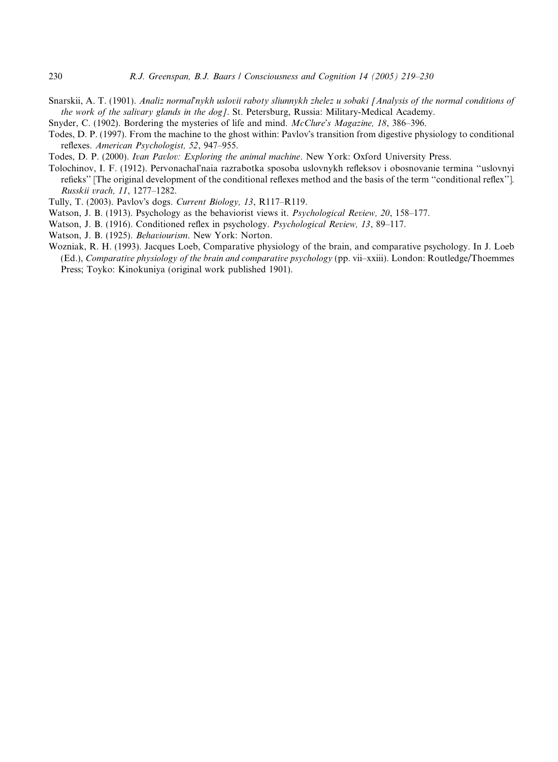Snarskii, A. T. (1901). *Analiz normal'nykh uslovii raboty sliunnykh zhelez u sobaki [Analysis of the normal conditions of the work of the salivary glands in the dog]*. St. Petersburg, Russia: Military-Medical Academy.

Snyder, C. (1902). Bordering the mysteries of life and mind. *McClure's Magazine, 18*, 386–396.

Todes, D. P. (1997). From the machine to the ghost within: Pavlov's transition from digestive physiology to conditional reflexes. *American Psychologist, 52*, 947–955.

Todes, D. P. (2000). *Ivan Pavlov: Exploring the animal machine*. New York: Oxford University Press.

Tolochinov, I. F. (1912). Pervonachal'naia razrabotka sposoba uslovnykh refleksov i obosnovanie termina ''uslovnyi refieks'' [The original development of the conditional reflexes method and the basis of the term ''conditional reflex'']. *Russkii vrach, 11*, 1277–1282.

Tully, T. (2003). Pavlov's dogs. *Current Biology, 13*, R117–R119.

Watson, J. B. (1913). Psychology as the behaviorist views it. *Psychological Review, 20*, 158–177.

Watson, J. B. (1916). Conditioned reflex in psychology. *Psychological Review, 13*, 89–117.

Watson, J. B. (1925). *Behaviourism*. New York: Norton.

Wozniak, R. H. (1993). Jacques Loeb, Comparative physiology of the brain, and comparative psychology. In J. Loeb (Ed.), *Comparative physiology of the brain and comparative psychology* (pp. vii–xxiii). London: Routledge/Thoemmes Press; Toyko: Kinokuniya (original work published 1901).